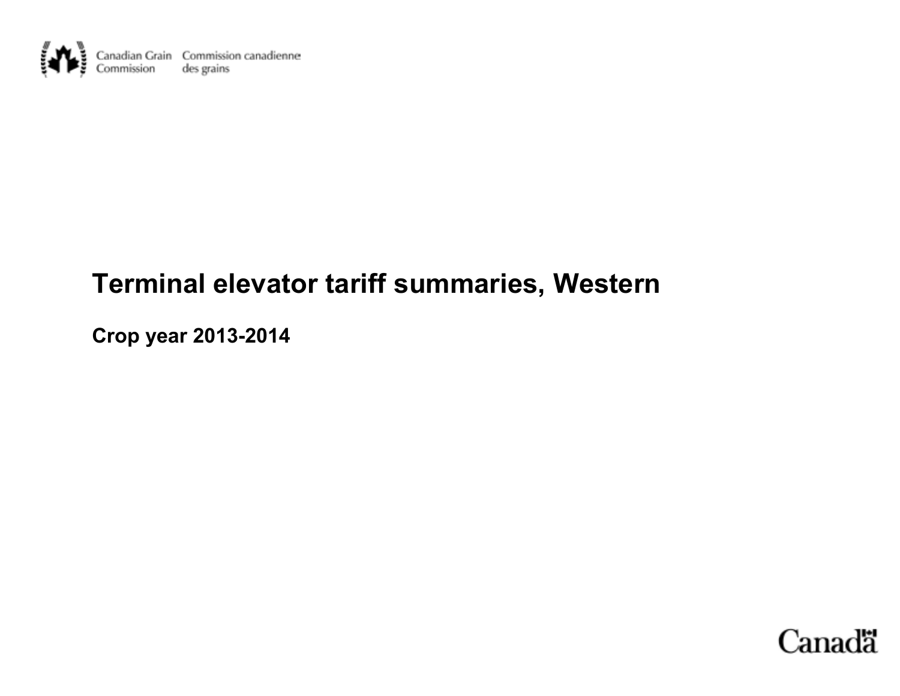Canadian Grain Commission | Commission canadienne des grains

# Terminal elevator tariff summaries, Western

## Crop year 2013-2014

Canada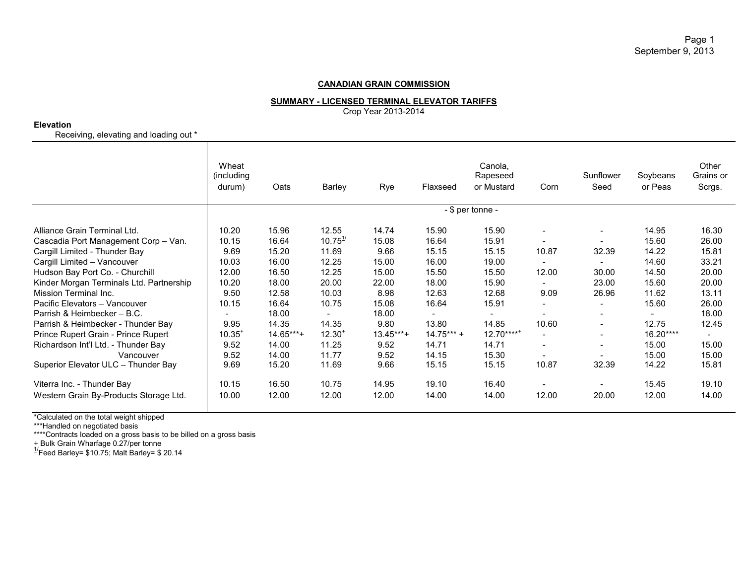**CANADIAN GRAIN COMMISSION**

**SUMMARY - LICENSED TERMINAL ELEVATOR TARIFFS**

Crop Year 2013-2014

**Elevation**

Receiving, elevating and loading out *

| | Wheat (including durum) | Oats | Barley | Rye | Flaxseed | Canola, Rapeseed or Mustard | Corn | Sunflower Seed | Soybeans or Peas | Other Grains or Scrgs. |
|---|---|---|---|---|---|---|---|---|---|---|
| | - $ per tonne - | | | | | | | | | |
| Alliance Grain Terminal Ltd. | 10.20 | 15.96 | 12.55 | 14.74 | 15.90 | 15.90 | - | - | 14.95 | 16.30 |
| Cascadia Port Management Corp – Van. | 10.15 | 16.64 | 10.75[1/] | 15.08 | 16.64 | 15.91 | - | - | 15.60 | 26.00 |
| Cargill Limited - Thunder Bay | 9.69 | 15.20 | 11.69 | 9.66 | 15.15 | 15.15 | 10.87 | 32.39 | 14.22 | 15.81 |
| Cargill Limited – Vancouver | 10.03 | 16.00 | 12.25 | 15.00 | 16.00 | 19.00 | - | - | 14.60 | 33.21 |
| Hudson Bay Port Co. - Churchill | 12.00 | 16.50 | 12.25 | 15.00 | 15.50 | 15.50 | 12.00 | 30.00 | 14.50 | 20.00 |
| Kinder Morgan Terminals Ltd. Partnership | 10.20 | 18.00 | 20.00 | 22.00 | 18.00 | 15.90 | - | 23.00 | 15.60 | 20.00 |
| Mission Terminal Inc. | 9.50 | 12.58 | 10.03 | 8.98 | 12.63 | 12.68 | 9.09 | 26.96 | 11.62 | 13.11 |
| Pacific Elevators – Vancouver | 10.15 | 16.64 | 10.75 | 15.08 | 16.64 | 15.91 | - | - | 15.60 | 26.00 |
| Parrish & Heimbecker – B.C. | - | 18.00 | - | 18.00 | - | - | - | - | - | 18.00 |
| Parrish & Heimbecker - Thunder Bay | 9.95 | 14.35 | 14.35 | 9.80 | 13.80 | 14.85 | 10.60 | - | 12.75 | 12.45 |
| Prince Rupert Grain - Prince Rupert | 10.35+ | 14.65***+ | 12.30+ | 13.45***+ | 14.75*** + | 12.70****+ | - | - | 16.20**** | - |
| Richardson Int'l Ltd. - Thunder Bay | 9.52 | 14.00 | 11.25 | 9.52 | 14.71 | 14.71 | - | - | 15.00 | 15.00 |
| Vancouver | 9.52 | 14.00 | 11.77 | 9.52 | 14.15 | 15.30 | - | - | 15.00 | 15.00 |
| Superior Elevator ULC – Thunder Bay | 9.69 | 15.20 | 11.69 | 9.66 | 15.15 | 15.15 | 10.87 | 32.39 | 14.22 | 15.81 |
| Viterra Inc. - Thunder Bay | 10.15 | 16.50 | 10.75 | 14.95 | 19.10 | 16.40 | - | - | 15.45 | 19.10 |
| Western Grain By-Products Storage Ltd. | 10.00 | 12.00 | 12.00 | 12.00 | 14.00 | 14.00 | 12.00 | 20.00 | 12.00 | 14.00 |

*Calculated on the total weight shipped

***Handled on negotiated basis

****Contracts loaded on a gross basis to be billed on a gross basis

+ Bulk Grain Wharfage 0.27/per tonne

[1/] Feed Barley= $10.75; Malt Barley= $ 20.14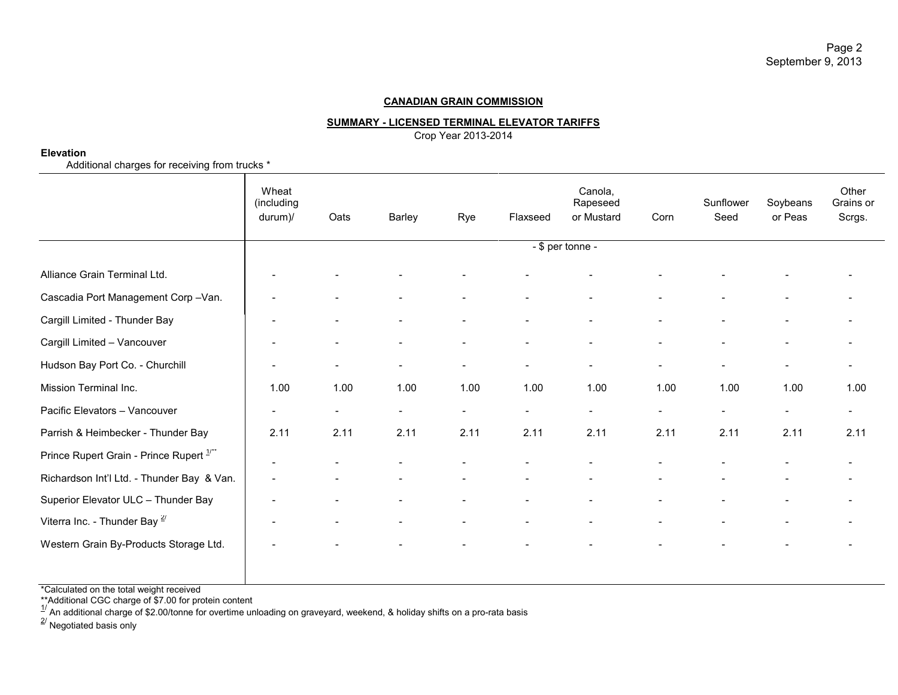## CANADIAN GRAIN COMMISSION

### SUMMARY - LICENSED TERMINAL ELEVATOR TARIFFS

Crop Year 2013-2014

**Elevation**

Additional charges for receiving from trucks *

| | Wheat (including durum)/ | Oats | Barley | Rye | Flaxseed | Canola, Rapeseed or Mustard | Corn | Sunflower Seed | Soybeans or Peas | Other Grains or Scrgs. |
|---|---|---|---|---|---|---|---|---|---|---|
| | | | | | - $ per tonne - | | | | | |
| Alliance Grain Terminal Ltd. | - | - | - | - | - | - | - | - | - | - |
| Cascadia Port Management Corp –Van. | - | - | - | - | - | - | - | - | - | - |
| Cargill Limited - Thunder Bay | - | - | - | - | - | - | - | - | - | - |
| Cargill Limited – Vancouver | - | - | - | - | - | - | - | - | - | - |
| Hudson Bay Port Co. - Churchill | - | - | - | - | - | - | - | - | - | - |
| Mission Terminal Inc. | 1.00 | 1.00 | 1.00 | 1.00 | 1.00 | 1.00 | 1.00 | 1.00 | 1.00 | 1.00 |
| Pacific Elevators – Vancouver | - | - | - | - | - | - | - | - | - | - |
| Parrish & Heimbecker - Thunder Bay | 2.11 | 2.11 | 2.11 | 2.11 | 2.11 | 2.11 | 2.11 | 2.11 | 2.11 | 2.11 |
| Prince Rupert Grain - Prince Rupert [1/**] | - | - | - | - | - | - | - | - | - | - |
| Richardson Int'l Ltd. - Thunder Bay & Van. | - | - | - | - | - | - | - | - | - | - |
| Superior Elevator ULC – Thunder Bay | - | - | - | - | - | - | - | - | - | - |
| Viterra Inc. - Thunder Bay [2/] | - | - | - | - | - | - | - | - | - | - |
| Western Grain By-Products Storage Ltd. | - | - | - | - | - | - | - | - | - | - |

*Calculated on the total weight received

**Additional CGC charge of $7.00 for protein content

1/ An additional charge of $2.00/tonne for overtime unloading on graveyard, weekend, & holiday shifts on a pro-rata basis

2/ Negotiated basis only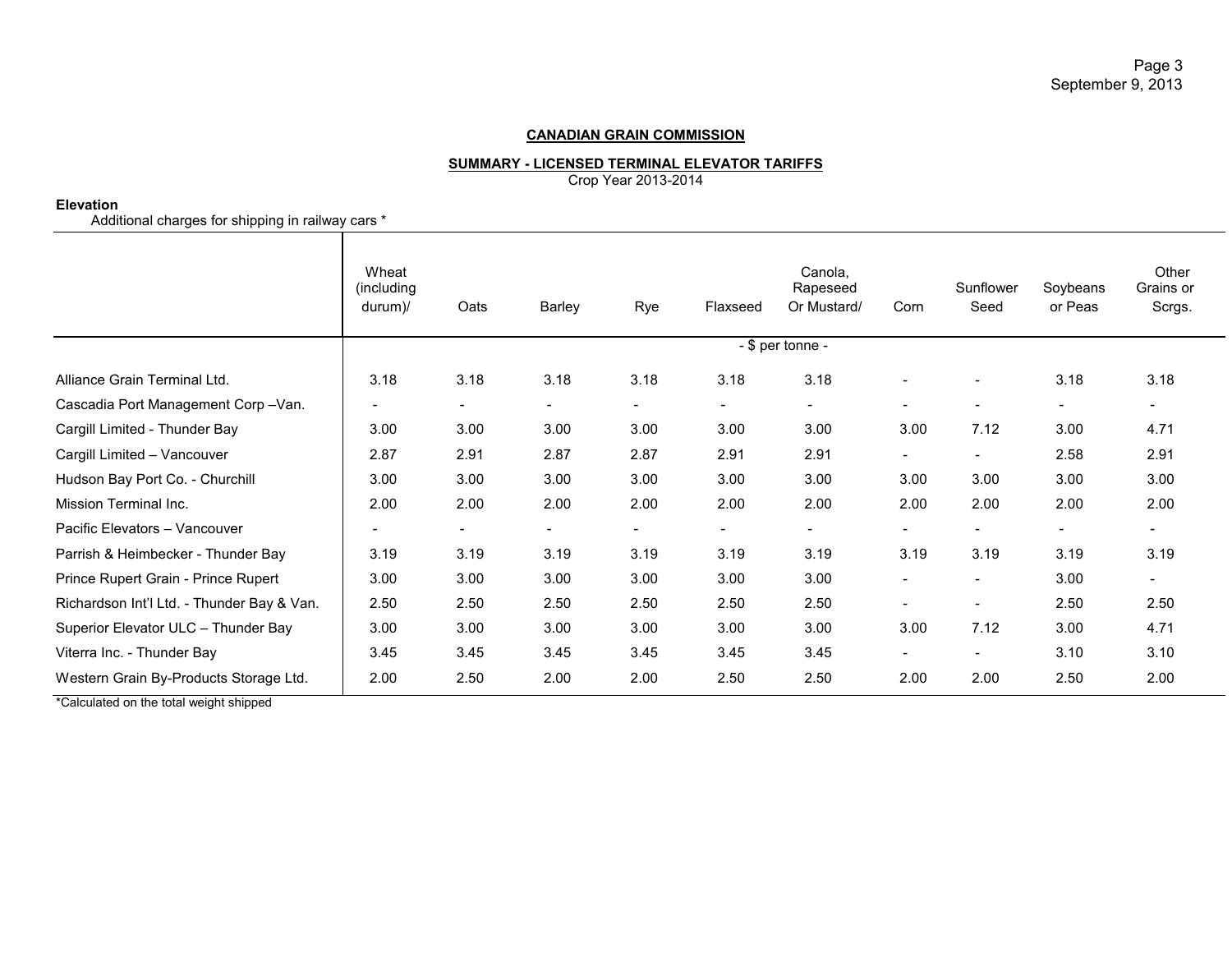**CANADIAN GRAIN COMMISSION**

**SUMMARY - LICENSED TERMINAL ELEVATOR TARIFFS**
Crop Year 2013-2014

**Elevation**
Additional charges for shipping in railway cars *

| | Wheat (including durum)/ | Oats | Barley | Rye | Flaxseed | Canola, Rapeseed Or Mustard/ | Corn | Sunflower Seed | Soybeans or Peas | Other Grains or Scrgs. |
|---|---|---|---|---|---|---|---|---|---|---|
| | | | | | | - $ per tonne - | | | | |
| Alliance Grain Terminal Ltd. | 3.18 | 3.18 | 3.18 | 3.18 | 3.18 | 3.18 | - | - | 3.18 | 3.18 |
| Cascadia Port Management Corp –Van. | - | - | - | - | - | - | - | - | - | - |
| Cargill Limited - Thunder Bay | 3.00 | 3.00 | 3.00 | 3.00 | 3.00 | 3.00 | 3.00 | 7.12 | 3.00 | 4.71 |
| Cargill Limited – Vancouver | 2.87 | 2.91 | 2.87 | 2.87 | 2.91 | 2.91 | - | - | 2.58 | 2.91 |
| Hudson Bay Port Co. - Churchill | 3.00 | 3.00 | 3.00 | 3.00 | 3.00 | 3.00 | 3.00 | 3.00 | 3.00 | 3.00 |
| Mission Terminal Inc. | 2.00 | 2.00 | 2.00 | 2.00 | 2.00 | 2.00 | 2.00 | 2.00 | 2.00 | 2.00 |
| Pacific Elevators – Vancouver | - | - | - | - | - | - | - | - | - | - |
| Parrish & Heimbecker - Thunder Bay | 3.19 | 3.19 | 3.19 | 3.19 | 3.19 | 3.19 | 3.19 | 3.19 | 3.19 | 3.19 |
| Prince Rupert Grain - Prince Rupert | 3.00 | 3.00 | 3.00 | 3.00 | 3.00 | 3.00 | - | - | 3.00 | - |
| Richardson Int'l Ltd. - Thunder Bay & Van. | 2.50 | 2.50 | 2.50 | 2.50 | 2.50 | 2.50 | - | - | 2.50 | 2.50 |
| Superior Elevator ULC – Thunder Bay | 3.00 | 3.00 | 3.00 | 3.00 | 3.00 | 3.00 | 3.00 | 7.12 | 3.00 | 4.71 |
| Viterra Inc. - Thunder Bay | 3.45 | 3.45 | 3.45 | 3.45 | 3.45 | 3.45 | - | - | 3.10 | 3.10 |
| Western Grain By-Products Storage Ltd. | 2.00 | 2.50 | 2.00 | 2.00 | 2.50 | 2.50 | 2.00 | 2.00 | 2.50 | 2.00 |

*Calculated on the total weight shipped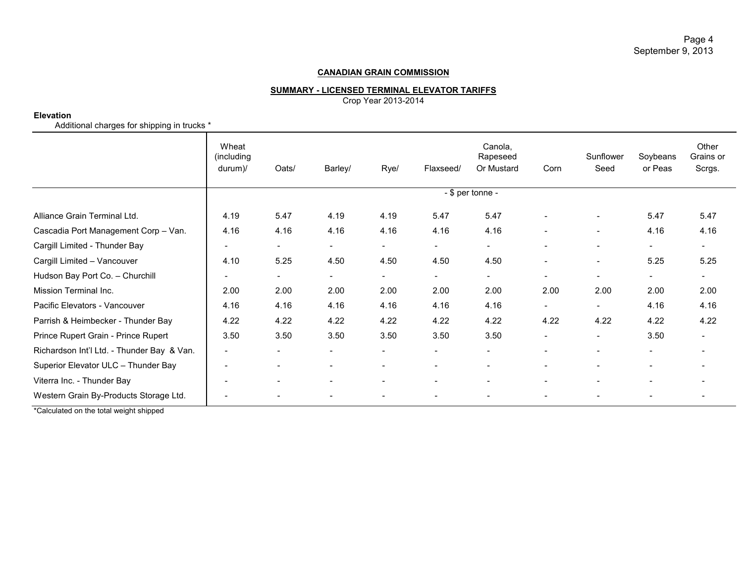**CANADIAN GRAIN COMMISSION**

**SUMMARY - LICENSED TERMINAL ELEVATOR TARIFFS**

Crop Year 2013-2014

**Elevation**

Additional charges for shipping in trucks *

| | Wheat (including durum)/ | Oats/ | Barley/ | Rye/ | Flaxseed/ | Canola, Rapeseed Or Mustard | Corn | Sunflower Seed | Soybeans or Peas | Other Grains or Scrgs. |
|---|---|---|---|---|---|---|---|---|---|---|
| | - $ per tonne - | | | | | | | | | |
| Alliance Grain Terminal Ltd. | 4.19 | 5.47 | 4.19 | 4.19 | 5.47 | 5.47 | - | - | 5.47 | 5.47 |
| Cascadia Port Management Corp – Van. | 4.16 | 4.16 | 4.16 | 4.16 | 4.16 | 4.16 | - | - | 4.16 | 4.16 |
| Cargill Limited - Thunder Bay | - | - | - | - | - | - | - | - | - | - |
| Cargill Limited – Vancouver | 4.10 | 5.25 | 4.50 | 4.50 | 4.50 | 4.50 | - | - | 5.25 | 5.25 |
| Hudson Bay Port Co. – Churchill | - | - | - | - | - | - | - | - | - | - |
| Mission Terminal Inc. | 2.00 | 2.00 | 2.00 | 2.00 | 2.00 | 2.00 | 2.00 | 2.00 | 2.00 | 2.00 |
| Pacific Elevators - Vancouver | 4.16 | 4.16 | 4.16 | 4.16 | 4.16 | 4.16 | - | - | 4.16 | 4.16 |
| Parrish & Heimbecker - Thunder Bay | 4.22 | 4.22 | 4.22 | 4.22 | 4.22 | 4.22 | 4.22 | 4.22 | 4.22 | 4.22 |
| Prince Rupert Grain - Prince Rupert | 3.50 | 3.50 | 3.50 | 3.50 | 3.50 | 3.50 | - | - | 3.50 | - |
| Richardson Int'l Ltd. - Thunder Bay & Van. | - | - | - | - | - | - | - | - | - | - |
| Superior Elevator ULC – Thunder Bay | - | - | - | - | - | - | - | - | - | - |
| Viterra Inc. - Thunder Bay | - | - | - | - | - | - | - | - | - | - |
| Western Grain By-Products Storage Ltd. | - | - | - | - | - | - | - | - | - | - |

*Calculated on the total weight shipped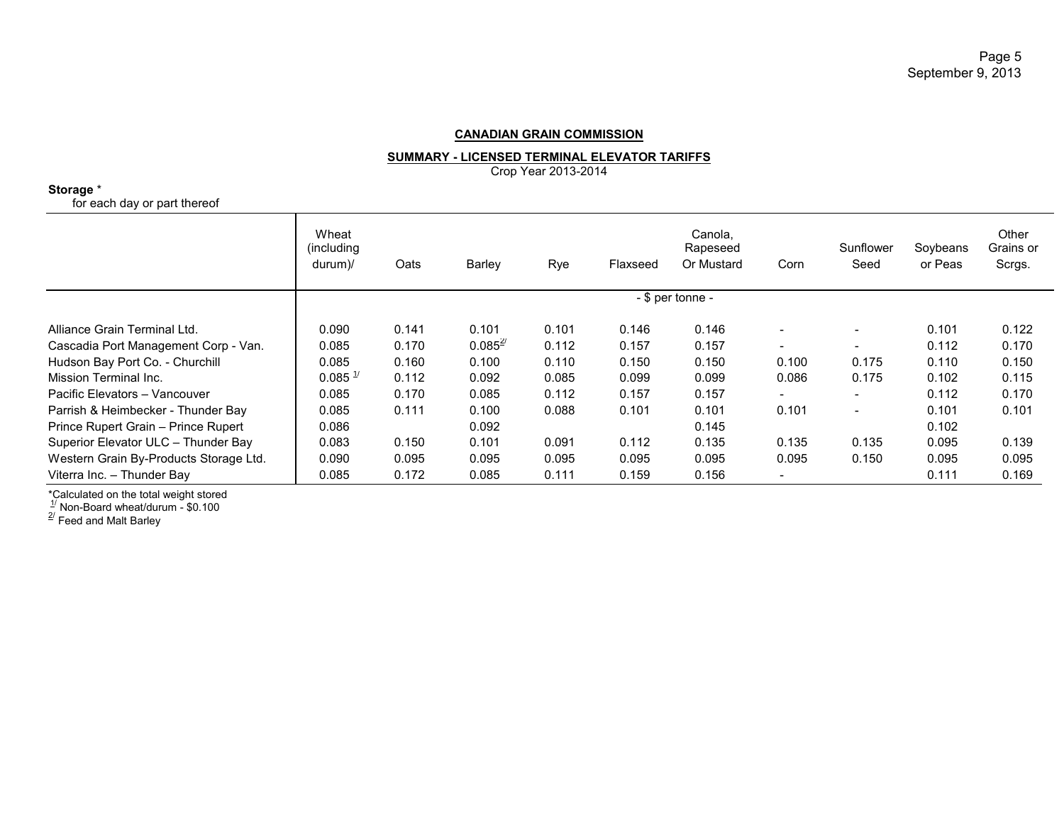**CANADIAN GRAIN COMMISSION**

**SUMMARY - LICENSED TERMINAL ELEVATOR TARIFFS**

Crop Year 2013-2014

**Storage** *

for each day or part thereof

| | Wheat (including durum)/ | Oats | Barley | Rye | Flaxseed | Canola, Rapeseed Or Mustard | Corn | Sunflower Seed | Soybeans or Peas | Other Grains or Scrgs. |
|---|---|---|---|---|---|---|---|---|---|---|
| | - $ per tonne - | | | | | | | | | |
| Alliance Grain Terminal Ltd. | 0.090 | 0.141 | 0.101 | 0.101 | 0.146 | 0.146 | - | - | 0.101 | 0.122 |
| Cascadia Port Management Corp - Van. | 0.085 | 0.170 | 0.085 [2/] | 0.112 | 0.157 | 0.157 | - | - | 0.112 | 0.170 |
| Hudson Bay Port Co. - Churchill | 0.085 | 0.160 | 0.100 | 0.110 | 0.150 | 0.150 | 0.100 | 0.175 | 0.110 | 0.150 |
| Mission Terminal Inc. | 0.085 [1/] | 0.112 | 0.092 | 0.085 | 0.099 | 0.099 | 0.086 | 0.175 | 0.102 | 0.115 |
| Pacific Elevators – Vancouver | 0.085 | 0.170 | 0.085 | 0.112 | 0.157 | 0.157 | - | - | 0.112 | 0.170 |
| Parrish & Heimbecker - Thunder Bay | 0.085 | 0.111 | 0.100 | 0.088 | 0.101 | 0.101 | 0.101 | - | 0.101 | 0.101 |
| Prince Rupert Grain – Prince Rupert | 0.086 | | 0.092 | | | 0.145 | | | 0.102 | |
| Superior Elevator ULC – Thunder Bay | 0.083 | 0.150 | 0.101 | 0.091 | 0.112 | 0.135 | 0.135 | 0.135 | 0.095 | 0.139 |
| Western Grain By-Products Storage Ltd. | 0.090 | 0.095 | 0.095 | 0.095 | 0.095 | 0.095 | 0.095 | 0.150 | 0.095 | 0.095 |
| Viterra Inc. – Thunder Bay | 0.085 | 0.172 | 0.085 | 0.111 | 0.159 | 0.156 | - | | 0.111 | 0.169 |

*Calculated on the total weight stored

[1/] Non-Board wheat/durum - $0.100

[2/] Feed and Malt Barley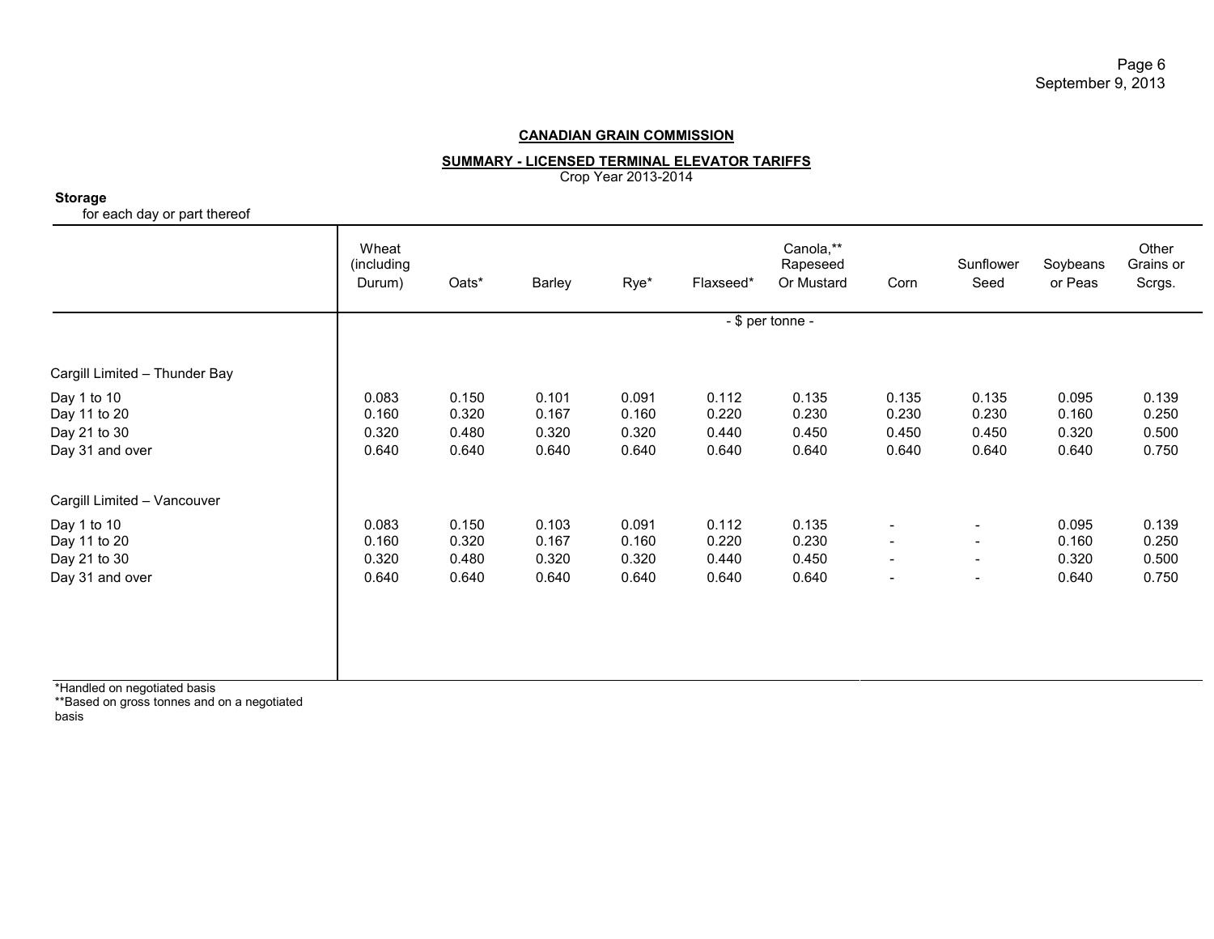**CANADIAN GRAIN COMMISSION**

**SUMMARY - LICENSED TERMINAL ELEVATOR TARIFFS**
Crop Year 2013-2014

**Storage**
for each day or part thereof

| | Wheat (including Durum) | Oats* | Barley | Rye* | Flaxseed* | Canola,** Rapeseed Or Mustard | Corn | Sunflower Seed | Soybeans or Peas | Other Grains or Scrgs. |
|---|---|---|---|---|---|---|---|---|---|---|
| | | | | | - $ per tonne - | | | | | |
| **Cargill Limited – Thunder Bay** | | | | | | | | | | |
| Day 1 to 10 | 0.083 | 0.150 | 0.101 | 0.091 | 0.112 | 0.135 | 0.135 | 0.135 | 0.095 | 0.139 |
| Day 11 to 20 | 0.160 | 0.320 | 0.167 | 0.160 | 0.220 | 0.230 | 0.230 | 0.230 | 0.160 | 0.250 |
| Day 21 to 30 | 0.320 | 0.480 | 0.320 | 0.320 | 0.440 | 0.450 | 0.450 | 0.450 | 0.320 | 0.500 |
| Day 31 and over | 0.640 | 0.640 | 0.640 | 0.640 | 0.640 | 0.640 | 0.640 | 0.640 | 0.640 | 0.750 |
| **Cargill Limited – Vancouver** | | | | | | | | | | |
| Day 1 to 10 | 0.083 | 0.150 | 0.103 | 0.091 | 0.112 | 0.135 | - | - | 0.095 | 0.139 |
| Day 11 to 20 | 0.160 | 0.320 | 0.167 | 0.160 | 0.220 | 0.230 | - | - | 0.160 | 0.250 |
| Day 21 to 30 | 0.320 | 0.480 | 0.320 | 0.320 | 0.440 | 0.450 | - | - | 0.320 | 0.500 |
| Day 31 and over | 0.640 | 0.640 | 0.640 | 0.640 | 0.640 | 0.640 | - | - | 0.640 | 0.750 |

*Handled on negotiated basis
**Based on gross tonnes and on a negotiated basis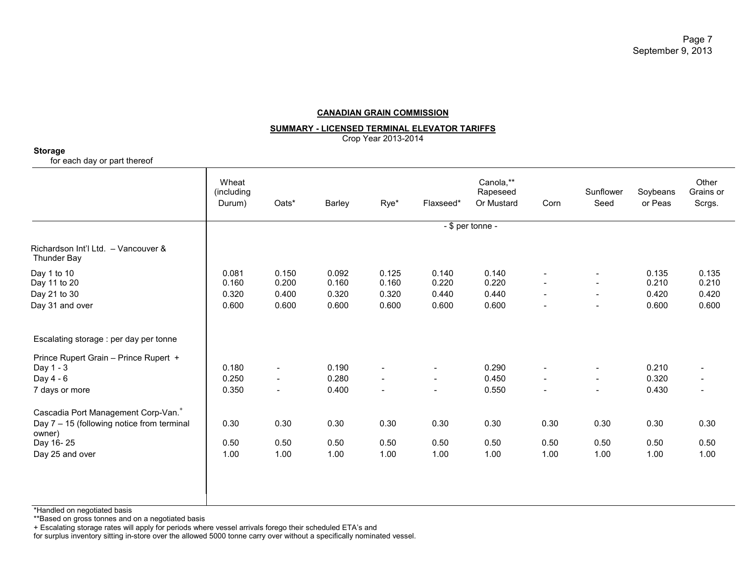**CANADIAN GRAIN COMMISSION**

**SUMMARY - LICENSED TERMINAL ELEVATOR TARIFFS**

Crop Year 2013-2014

**Storage**

for each day or part thereof

| | Wheat (including Durum) | Oats* | Barley | Rye* | Flaxseed* | Canola,** Rapeseed Or Mustard | Corn | Sunflower Seed | Soybeans or Peas | Other Grains or Scrgs. |
|---|---|---|---|---|---|---|---|---|---|---|
| | - $ per tonne - | | | | | | | | | |
| Richardson Int'l Ltd. – Vancouver & Thunder Bay | | | | | | | | | | |
| Day 1 to 10 | 0.081 | 0.150 | 0.092 | 0.125 | 0.140 | 0.140 | - | - | 0.135 | 0.135 |
| Day 11 to 20 | 0.160 | 0.200 | 0.160 | 0.160 | 0.220 | 0.220 | - | - | 0.210 | 0.210 |
| Day 21 to 30 | 0.320 | 0.400 | 0.320 | 0.320 | 0.440 | 0.440 | - | - | 0.420 | 0.420 |
| Day 31 and over | 0.600 | 0.600 | 0.600 | 0.600 | 0.600 | 0.600 | - | - | 0.600 | 0.600 |
| Escalating storage : per day per tonne | | | | | | | | | | |
| Prince Rupert Grain – Prince Rupert + | | | | | | | | | | |
| Day 1 - 3 | 0.180 | - | 0.190 | - | - | 0.290 | - | - | 0.210 | - |
| Day 4 - 6 | 0.250 | - | 0.280 | - | - | 0.450 | - | - | 0.320 | - |
| 7 days or more | 0.350 | - | 0.400 | - | - | 0.550 | - | - | 0.430 | - |
| Cascadia Port Management Corp-Van.+ | | | | | | | | | | |
| Day 7 – 15 (following notice from terminal owner) | 0.30 | 0.30 | 0.30 | 0.30 | 0.30 | 0.30 | 0.30 | 0.30 | 0.30 | 0.30 |
| Day 16- 25 | 0.50 | 0.50 | 0.50 | 0.50 | 0.50 | 0.50 | 0.50 | 0.50 | 0.50 | 0.50 |
| Day 25 and over | 1.00 | 1.00 | 1.00 | 1.00 | 1.00 | 1.00 | 1.00 | 1.00 | 1.00 | 1.00 |

*Handled on negotiated basis

**Based on gross tonnes and on a negotiated basis

+ Escalating storage rates will apply for periods where vessel arrivals forego their scheduled ETA's and for surplus inventory sitting in-store over the allowed 5000 tonne carry over without a specifically nominated vessel.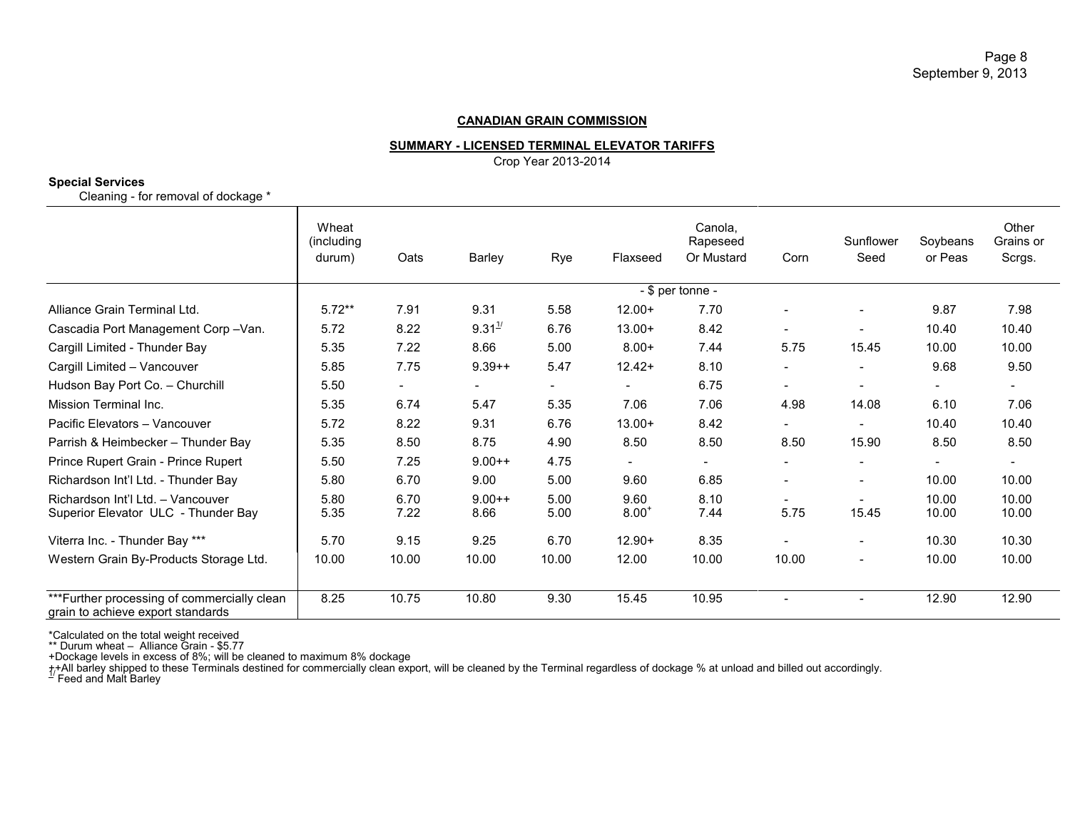**CANADIAN GRAIN COMMISSION**

**SUMMARY - LICENSED TERMINAL ELEVATOR TARIFFS**

Crop Year 2013-2014

**Special Services**

Cleaning - for removal of dockage *

| | Wheat (including durum) | Oats | Barley | Rye | Flaxseed | Canola, Rapeseed Or Mustard | Corn | Sunflower Seed | Soybeans or Peas | Other Grains or Scrgs. |
|---|---|---|---|---|---|---|---|---|---|---|
| | - $ per tonne - | | | | | | | | | |
| Alliance Grain Terminal Ltd. | 5.72** | 7.91 | 9.31 | 5.58 | 12.00+ | 7.70 | - | - | 9.87 | 7.98 |
| Cascadia Port Management Corp –Van. | 5.72 | 8.22 | 9.31[1/] | 6.76 | 13.00+ | 8.42 | - | - | 10.40 | 10.40 |
| Cargill Limited - Thunder Bay | 5.35 | 7.22 | 8.66 | 5.00 | 8.00+ | 7.44 | 5.75 | 15.45 | 10.00 | 10.00 |
| Cargill Limited – Vancouver | 5.85 | 7.75 | 9.39++ | 5.47 | 12.42+ | 8.10 | - | - | 9.68 | 9.50 |
| Hudson Bay Port Co. – Churchill | 5.50 | - | - | - | - | 6.75 | - | - | - | - |
| Mission Terminal Inc. | 5.35 | 6.74 | 5.47 | 5.35 | 7.06 | 7.06 | 4.98 | 14.08 | 6.10 | 7.06 |
| Pacific Elevators – Vancouver | 5.72 | 8.22 | 9.31 | 6.76 | 13.00+ | 8.42 | - | - | 10.40 | 10.40 |
| Parrish & Heimbecker – Thunder Bay | 5.35 | 8.50 | 8.75 | 4.90 | 8.50 | 8.50 | 8.50 | 15.90 | 8.50 | 8.50 |
| Prince Rupert Grain - Prince Rupert | 5.50 | 7.25 | 9.00++ | 4.75 | - | - | - | - | - | - |
| Richardson Int'l Ltd. - Thunder Bay | 5.80 | 6.70 | 9.00 | 5.00 | 9.60 | 6.85 | - | - | 10.00 | 10.00 |
| Richardson Int'l Ltd. – Vancouver | 5.80 | 6.70 | 9.00++ | 5.00 | 9.60 | 8.10 | - | - | 10.00 | 10.00 |
| Superior Elevator ULC - Thunder Bay | 5.35 | 7.22 | 8.66 | 5.00 | 8.00+ | 7.44 | 5.75 | 15.45 | 10.00 | 10.00 |
| Viterra Inc. - Thunder Bay *** | 5.70 | 9.15 | 9.25 | 6.70 | 12.90+ | 8.35 | - | - | 10.30 | 10.30 |
| Western Grain By-Products Storage Ltd. | 10.00 | 10.00 | 10.00 | 10.00 | 12.00 | 10.00 | 10.00 | - | 10.00 | 10.00 |
| ***Further processing of commercially clean grain to achieve export standards | 8.25 | 10.75 | 10.80 | 9.30 | 15.45 | 10.95 | - | - | 12.90 | 12.90 |

*Calculated on the total weight received

** Durum wheat – Alliance Grain - $5.77

+Dockage levels in excess of 8%; will be cleaned to maximum 8% dockage

++All barley shipped to these Terminals destined for commercially clean export, will be cleaned by the Terminal regardless of dockage % at unload and billed out accordingly.

[1/] Feed and Malt Barley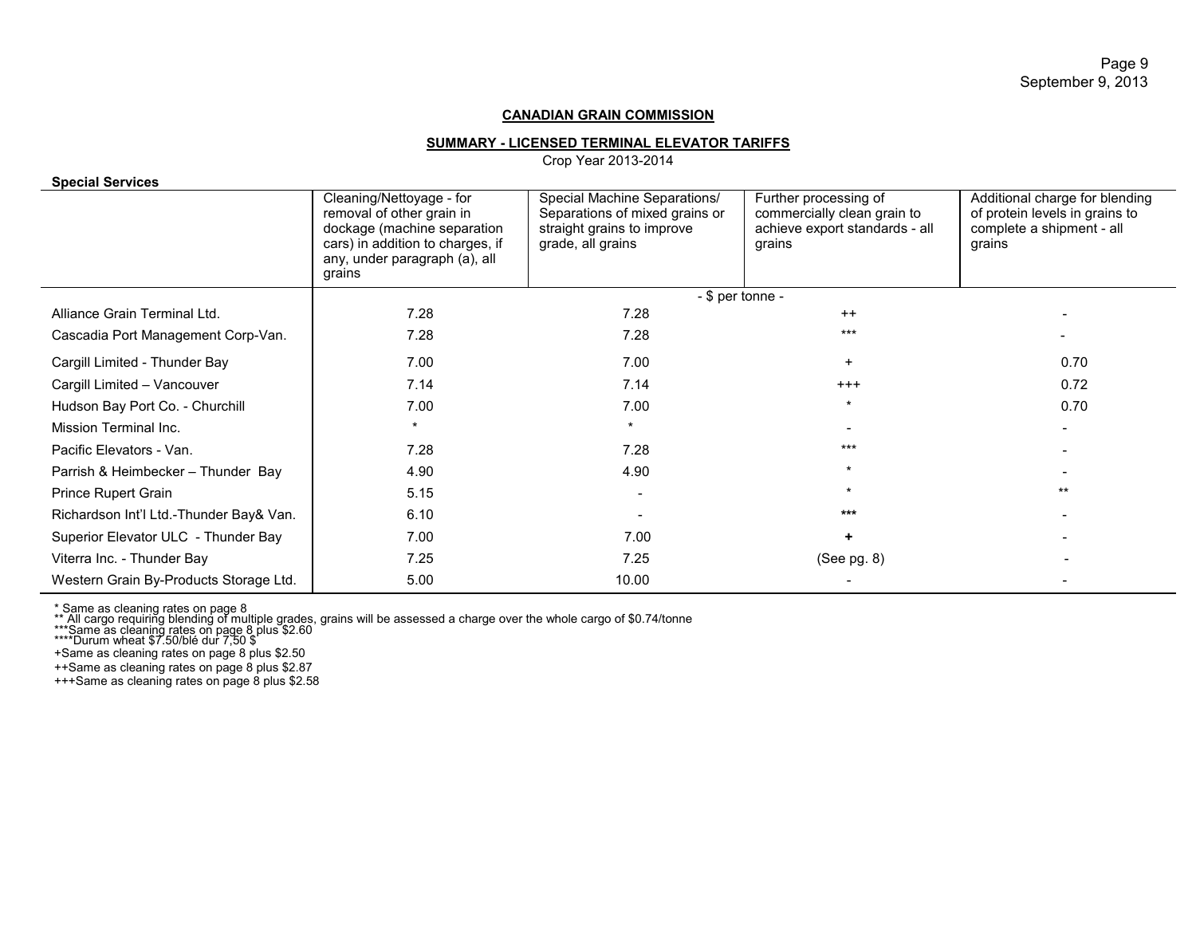**CANADIAN GRAIN COMMISSION**

**SUMMARY - LICENSED TERMINAL ELEVATOR TARIFFS**

Crop Year 2013-2014

**Special Services**

| | Cleaning/Nettoyage - for removal of other grain in dockage (machine separation cars) in addition to charges, if any, under paragraph (a), all grains | Special Machine Separations/ Separations of mixed grains or straight grains to improve grade, all grains | Further processing of commercially clean grain to achieve export standards - all grains | Additional charge for blending of protein levels in grains to complete a shipment - all grains |
|---|---|---|---|---|
| | - $ per tonne - | | | |
| Alliance Grain Terminal Ltd. | 7.28 | 7.28 | ++ | - |
| Cascadia Port Management Corp-Van. | 7.28 | 7.28 | *** | - |
| Cargill Limited - Thunder Bay | 7.00 | 7.00 | + | 0.70 |
| Cargill Limited – Vancouver | 7.14 | 7.14 | +++ | 0.72 |
| Hudson Bay Port Co. - Churchill | 7.00 | 7.00 | * | 0.70 |
| Mission Terminal Inc. | * | * | - | - |
| Pacific Elevators - Van. | 7.28 | 7.28 | *** | - |
| Parrish & Heimbecker – Thunder Bay | 4.90 | 4.90 | * | - |
| Prince Rupert Grain | 5.15 | - | * | ** |
| Richardson Int'l Ltd.-Thunder Bay& Van. | 6.10 | - | *** | - |
| Superior Elevator ULC - Thunder Bay | 7.00 | 7.00 | + | - |
| Viterra Inc. - Thunder Bay | 7.25 | 7.25 | (See pg. 8) | - |
| Western Grain By-Products Storage Ltd. | 5.00 | 10.00 | - | - |

\* Same as cleaning rates on page 8
** All cargo requiring blending of multiple grades, grains will be assessed a charge over the whole cargo of $0.74/tonne
***Same as cleaning rates on page 8 plus $2.60
****Durum wheat $7.50/blé dur 7,50 $
+Same as cleaning rates on page 8 plus $2.50
++Same as cleaning rates on page 8 plus $2.87
+++Same as cleaning rates on page 8 plus $2.58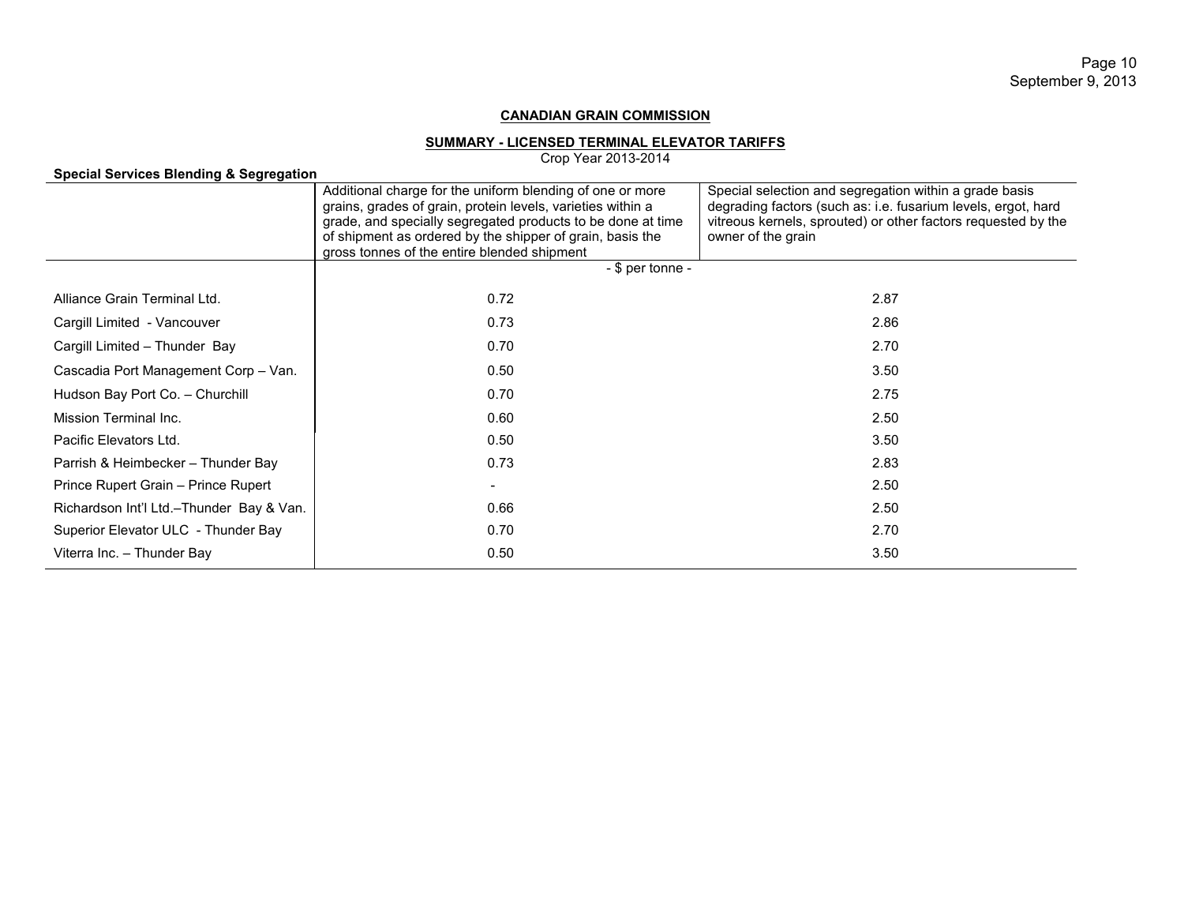**CANADIAN GRAIN COMMISSION**

**SUMMARY - LICENSED TERMINAL ELEVATOR TARIFFS**

Crop Year 2013-2014

**Special Services Blending & Segregation**

| | Additional charge for the uniform blending of one or more grains, grades of grain, protein levels, varieties within a grade, and specially segregated products to be done at time of shipment as ordered by the shipper of grain, basis the gross tonnes of the entire blended shipment | Special selection and segregation within a grade basis degrading factors (such as: i.e. fusarium levels, ergot, hard vitreous kernels, sprouted) or other factors requested by the owner of the grain |
|---|---|---|
| | - $ per tonne - | |
| Alliance Grain Terminal Ltd. | 0.72 | 2.87 |
| Cargill Limited - Vancouver | 0.73 | 2.86 |
| Cargill Limited – Thunder Bay | 0.70 | 2.70 |
| Cascadia Port Management Corp – Van. | 0.50 | 3.50 |
| Hudson Bay Port Co. – Churchill | 0.70 | 2.75 |
| Mission Terminal Inc. | 0.60 | 2.50 |
| Pacific Elevators Ltd. | 0.50 | 3.50 |
| Parrish & Heimbecker – Thunder Bay | 0.73 | 2.83 |
| Prince Rupert Grain – Prince Rupert | - | 2.50 |
| Richardson Int'l Ltd.–Thunder Bay & Van. | 0.66 | 2.50 |
| Superior Elevator ULC - Thunder Bay | 0.70 | 2.70 |
| Viterra Inc. – Thunder Bay | 0.50 | 3.50 |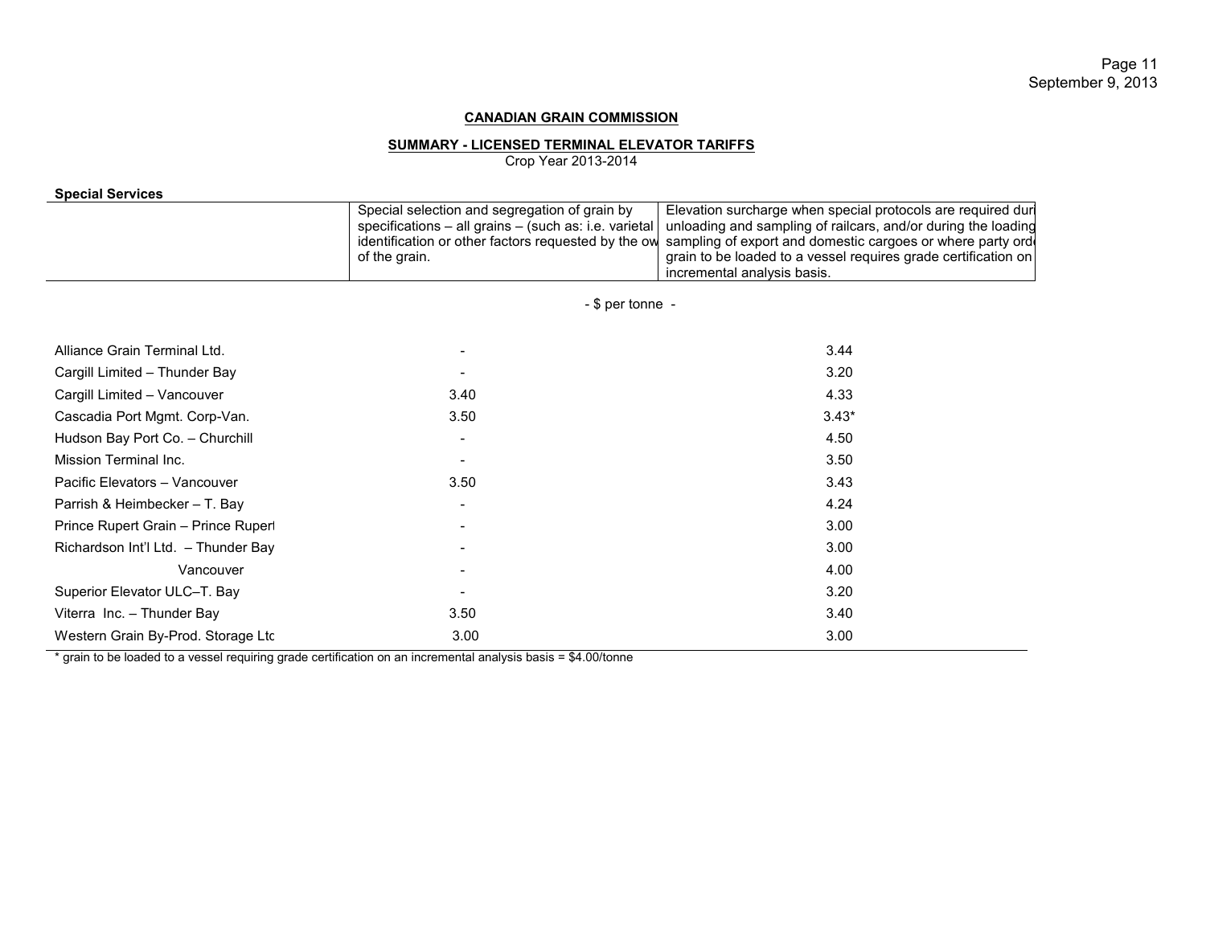**CANADIAN GRAIN COMMISSION**

**SUMMARY - LICENSED TERMINAL ELEVATOR TARIFFS**

Crop Year 2013-2014

**Special Services**

| | Special selection and segregation of grain by specifications – all grains – (such as: i.e. varietal identification or other factors requested by the ow of the grain. | Elevation surcharge when special protocols are required duri unloading and sampling of railcars, and/or during the loading sampling of export and domestic cargoes or where party ord grain to be loaded to a vessel requires grade certification on incremental analysis basis. |
|---|---|---|
| | - $ per tonne - | |
| Alliance Grain Terminal Ltd. | - | 3.44 |
| Cargill Limited – Thunder Bay | - | 3.20 |
| Cargill Limited – Vancouver | 3.40 | 4.33 |
| Cascadia Port Mgmt. Corp-Van. | 3.50 | 3.43* |
| Hudson Bay Port Co. – Churchill | - | 4.50 |
| Mission Terminal Inc. | - | 3.50 |
| Pacific Elevators – Vancouver | 3.50 | 3.43 |
| Parrish & Heimbecker – T. Bay | - | 4.24 |
| Prince Rupert Grain – Prince Rupert | - | 3.00 |
| Richardson Int'l Ltd. – Thunder Bay | - | 3.00 |
| Vancouver | - | 4.00 |
| Superior Elevator ULC–T. Bay | - | 3.20 |
| Viterra Inc. – Thunder Bay | 3.50 | 3.40 |
| Western Grain By-Prod. Storage Ltc | 3.00 | 3.00 |

* grain to be loaded to a vessel requiring grade certification on an incremental analysis basis = $4.00/tonne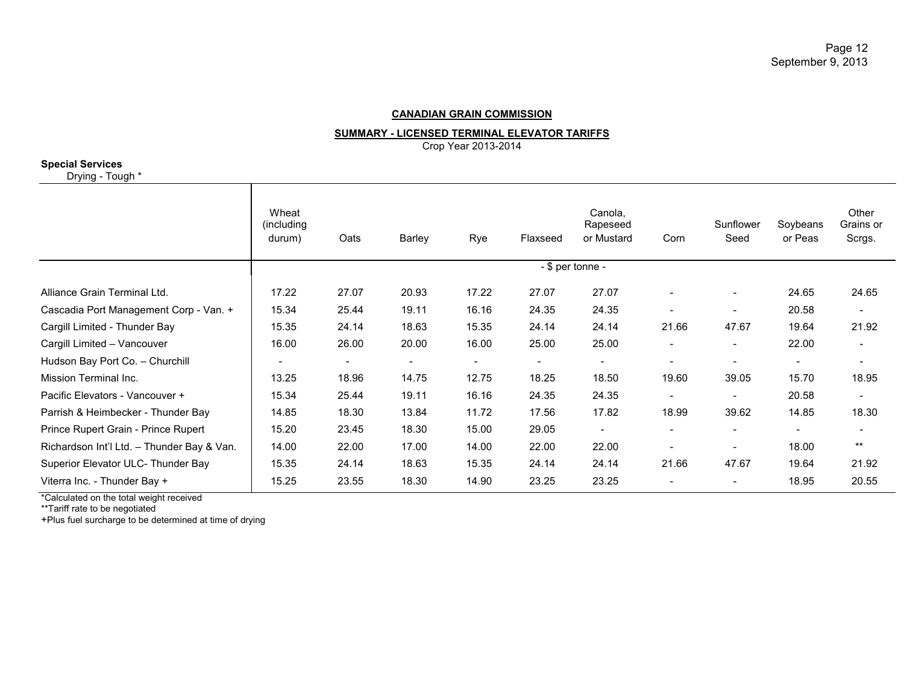## CANADIAN GRAIN COMMISSION

### SUMMARY - LICENSED TERMINAL ELEVATOR TARIFFS

Crop Year 2013-2014

**Special Services**

Drying - Tough *

| | Wheat (including durum) | Oats | Barley | Rye | Flaxseed | Canola, Rapeseed or Mustard | Corn | Sunflower Seed | Soybeans or Peas | Other Grains or Scrgs. |
|---|---|---|---|---|---|---|---|---|---|---|
| | - $ per tonne - | | | | | | | | | |
| Alliance Grain Terminal Ltd. | 17.22 | 27.07 | 20.93 | 17.22 | 27.07 | 27.07 | - | - | 24.65 | 24.65 |
| Cascadia Port Management Corp - Van. + | 15.34 | 25.44 | 19.11 | 16.16 | 24.35 | 24.35 | - | - | 20.58 | - |
| Cargill Limited - Thunder Bay | 15.35 | 24.14 | 18.63 | 15.35 | 24.14 | 24.14 | 21.66 | 47.67 | 19.64 | 21.92 |
| Cargill Limited – Vancouver | 16.00 | 26.00 | 20.00 | 16.00 | 25.00 | 25.00 | - | - | 22.00 | - |
| Hudson Bay Port Co. – Churchill | - | - | - | - | - | - | - | - | - | - |
| Mission Terminal Inc. | 13.25 | 18.96 | 14.75 | 12.75 | 18.25 | 18.50 | 19.60 | 39.05 | 15.70 | 18.95 |
| Pacific Elevators - Vancouver + | 15.34 | 25.44 | 19.11 | 16.16 | 24.35 | 24.35 | - | - | 20.58 | - |
| Parrish & Heimbecker - Thunder Bay | 14.85 | 18.30 | 13.84 | 11.72 | 17.56 | 17.82 | 18.99 | 39.62 | 14.85 | 18.30 |
| Prince Rupert Grain - Prince Rupert | 15.20 | 23.45 | 18.30 | 15.00 | 29.05 | - | - | - | - | - |
| Richardson Int'l Ltd. – Thunder Bay & Van. | 14.00 | 22.00 | 17.00 | 14.00 | 22.00 | 22.00 | - | - | 18.00 | ** |
| Superior Elevator ULC- Thunder Bay | 15.35 | 24.14 | 18.63 | 15.35 | 24.14 | 24.14 | 21.66 | 47.67 | 19.64 | 21.92 |
| Viterra Inc. - Thunder Bay + | 15.25 | 23.55 | 18.30 | 14.90 | 23.25 | 23.25 | - | - | 18.95 | 20.55 |

*Calculated on the total weight received

**Tariff rate to be negotiated

+Plus fuel surcharge to be determined at time of drying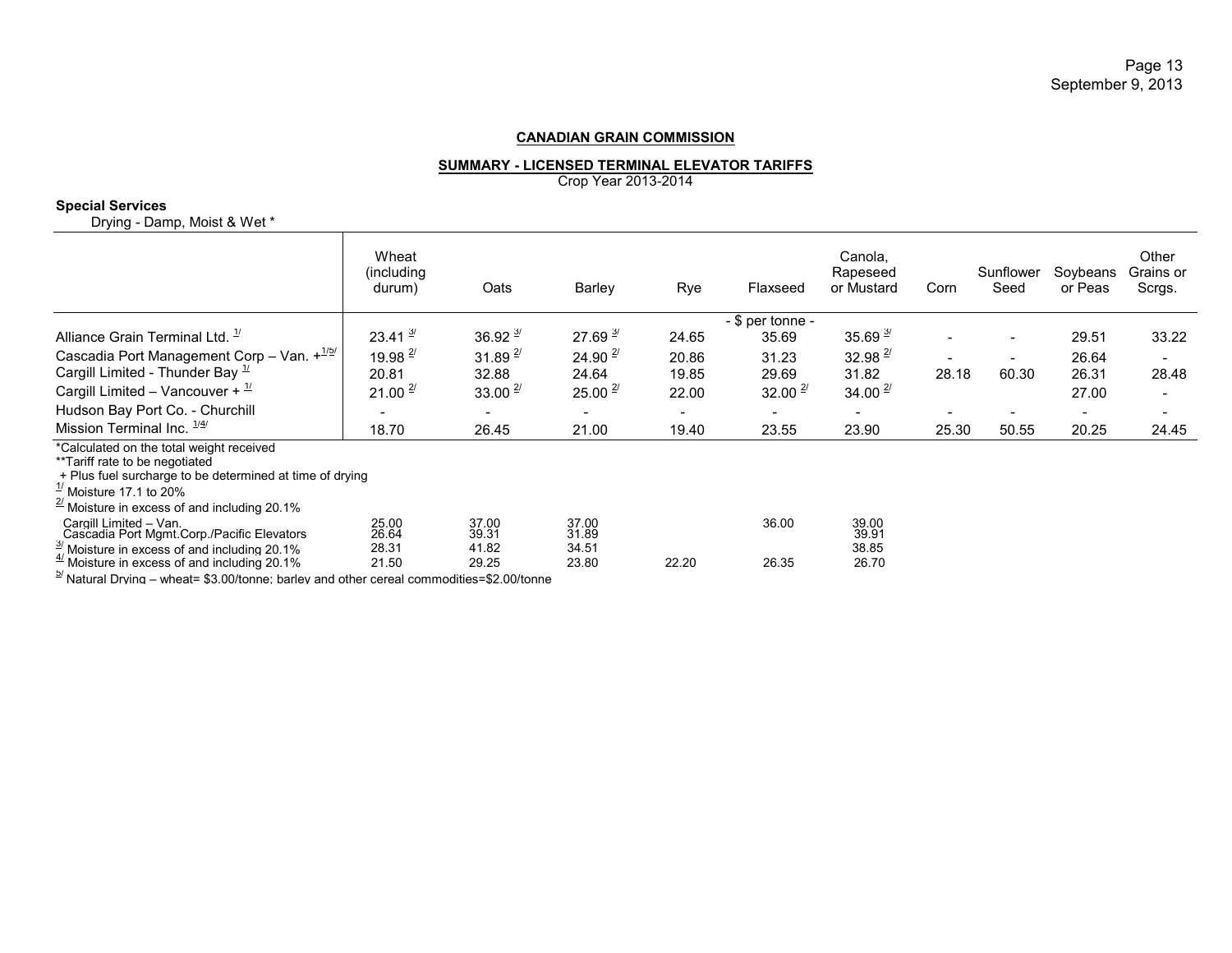**CANADIAN GRAIN COMMISSION**

**SUMMARY - LICENSED TERMINAL ELEVATOR TARIFFS**
Crop Year 2013-2014

**Special Services**
Drying - Damp, Moist & Wet *

| | Wheat (including durum) | Oats | Barley | Rye | Flaxseed | Canola, Rapeseed or Mustard | Corn | Sunflower Seed | Soybeans or Peas | Other Grains or Scrgs. |
|---|---|---|---|---|---|---|---|---|---|---|
| | | | | | - $ per tonne - | | | | | |
| Alliance Grain Terminal Ltd. [1/] | 23.41 [3/] | 36.92 [3/] | 27.69 [3/] | 24.65 | 35.69 | 35.69 [3/] | - | - | 29.51 | 33.22 |
| Cascadia Port Management Corp – Van. +[1/5/] | 19.98 [2/] | 31.89 [2/] | 24.90 [2/] | 20.86 | 31.23 | 32.98 [2/] | - | - | 26.64 | - |
| Cargill Limited - Thunder Bay [1/] | 20.81 | 32.88 | 24.64 | 19.85 | 29.69 | 31.82 | 28.18 | 60.30 | 26.31 | 28.48 |
| Cargill Limited – Vancouver + [1/] | 21.00 [2/] | 33.00 [2/] | 25.00 [2/] | 22.00 | 32.00 [2/] | 34.00 [2/] | | | 27.00 | - |
| Hudson Bay Port Co. - Churchill | - | - | - | - | - | - | - | - | - | - |
| Mission Terminal Inc. [1/4/] | 18.70 | 26.45 | 21.00 | 19.40 | 23.55 | 23.90 | 25.30 | 50.55 | 20.25 | 24.45 |

*Calculated on the total weight received
**Tariff rate to be negotiated
+ Plus fuel surcharge to be determined at time of drying
[1/] Moisture 17.1 to 20%
[2/] Moisture in excess of and including 20.1%

| | Wheat | Oats | Barley | Rye | Flaxseed | Canola |
|---|---|---|---|---|---|---|
| Cargill Limited – Van. | 25.00 | 37.00 | 37.00 | | 36.00 | 39.00 |
| Cascadia Port Mgmt.Corp./Pacific Elevators | 26.64 | 39.31 | 31.89 | | | 39.91 |
| [3/] Moisture in excess of and including 20.1% | 28.31 | 41.82 | 34.51 | | | 38.85 |
| [4/] Moisture in excess of and including 20.1% | 21.50 | 29.25 | 23.80 | 22.20 | 26.35 | 26.70 |

[5/] Natural Drying – wheat= $3.00/tonne; barley and other cereal commodities=$2.00/tonne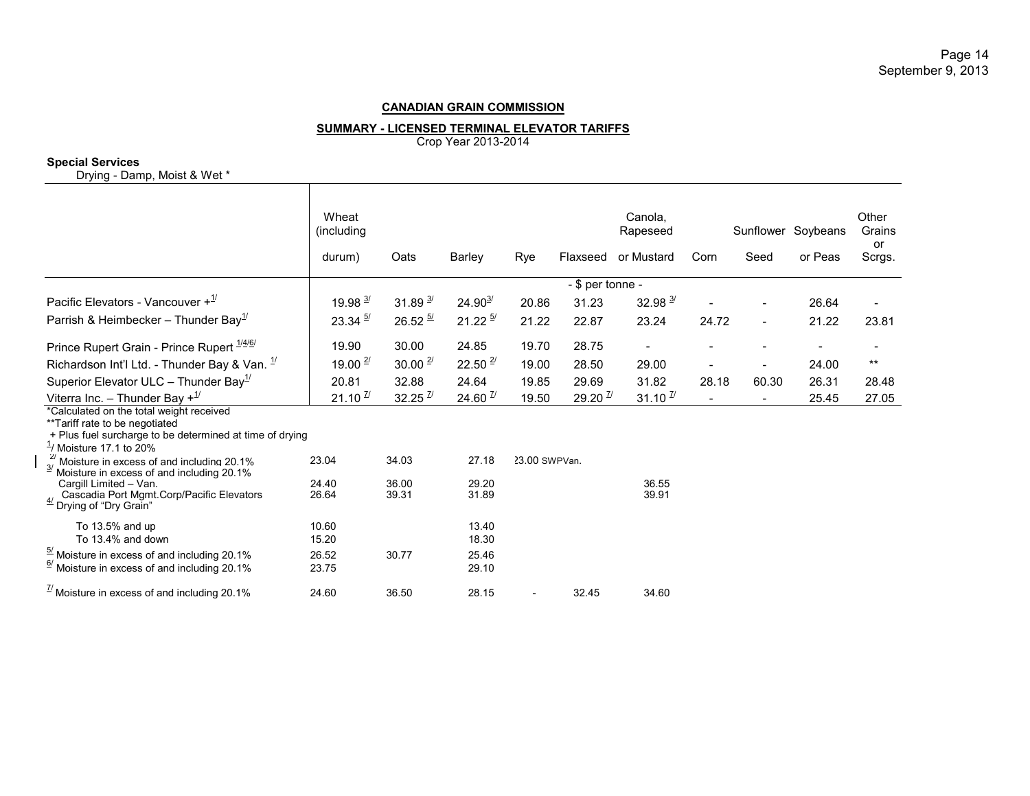## CANADIAN GRAIN COMMISSION

### SUMMARY - LICENSED TERMINAL ELEVATOR TARIFFS

Crop Year 2013-2014

**Special Services**

Drying - Damp, Moist & Wet *

| | Wheat (including durum) | Oats | Barley | Rye | Flaxseed | Canola, Rapeseed or Mustard | Corn | Sunflower Seed | Soybeans or Peas | Other Grains or Scrgs. |
|---|---|---|---|---|---|---|---|---|---|---|
| | - $ per tonne - | | | | | | | | | |
| Pacific Elevators - Vancouver +[1] | 19.98 [3] | 31.89 [3] | 24.90[3] | 20.86 | 31.23 | 32.98 [3] | - | - | 26.64 | - |
| Parrish & Heimbecker – Thunder Bay[1] | 23.34 [5] | 26.52 [5] | 21.22 [5] | 21.22 | 22.87 | 23.24 | 24.72 | - | 21.22 | 23.81 |
| Prince Rupert Grain - Prince Rupert [1/4/6] | 19.90 | 30.00 | 24.85 | 19.70 | 28.75 | - | - | - | - | - |
| Richardson Int'l Ltd. - Thunder Bay & Van. [1] | 19.00 [2] | 30.00 [2] | 22.50 [2] | 19.00 | 28.50 | 29.00 | - | - | 24.00 | ** |
| Superior Elevator ULC – Thunder Bay[1] | 20.81 | 32.88 | 24.64 | 19.85 | 29.69 | 31.82 | 28.18 | 60.30 | 26.31 | 28.48 |
| Viterra Inc. – Thunder Bay +[1] | 21.10 [7] | 32.25 [7] | 24.60 [7] | 19.50 | 29.20 [7] | 31.10 [7] | - | - | 25.45 | 27.05 |

*Calculated on the total weight received

**Tariff rate to be negotiated

+ Plus fuel surcharge to be determined at time of drying

| | Wheat | Oats | Barley | Rye | Flaxseed | Canola |
|---|---|---|---|---|---|---|
| [1] Moisture 17.1 to 20% | | | | | | |
| [2] Moisture in excess of and including 20.1% | 23.04 | 34.03 | 27.18 | 23.00 SWPVan. | | |
| [3] Moisture in excess of and including 20.1% | | | | | | |
| Cargill Limited – Van. | 24.40 | 36.00 | 29.20 | | | 36.55 |
| Cascadia Port Mgmt.Corp/Pacific Elevators | 26.64 | 39.31 | 31.89 | | | 39.91 |
| [4] Drying of "Dry Grain" | | | | | | |
| To 13.5% and up | 10.60 | | 13.40 | | | |
| To 13.4% and down | 15.20 | | 18.30 | | | |
| [5] Moisture in excess of and including 20.1% | 26.52 | 30.77 | 25.46 | | | |
| [6] Moisture in excess of and including 20.1% | 23.75 | | 29.10 | | | |
| [7] Moisture in excess of and including 20.1% | 24.60 | 36.50 | 28.15 | - | 32.45 | 34.60 |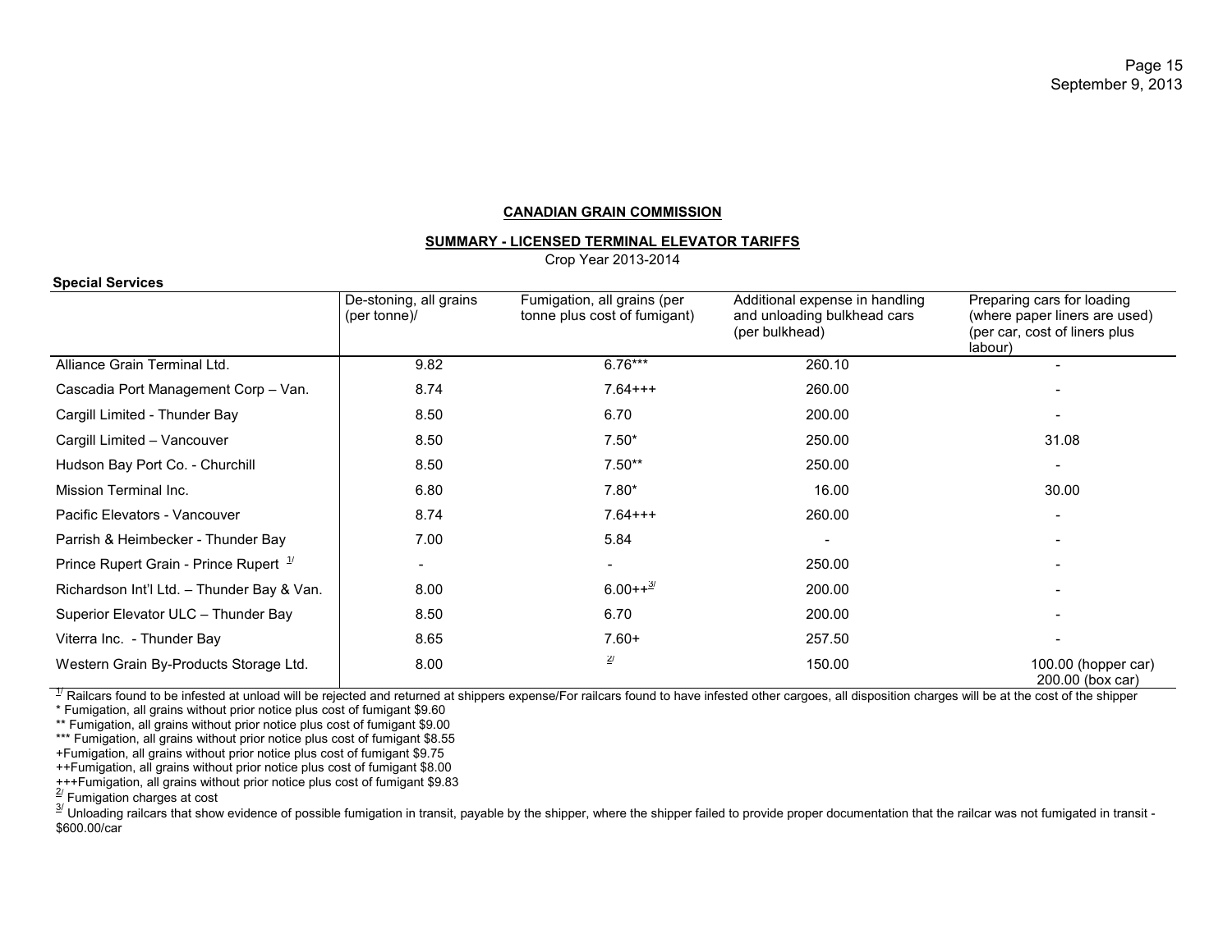**CANADIAN GRAIN COMMISSION**

**SUMMARY - LICENSED TERMINAL ELEVATOR TARIFFS**

Crop Year 2013-2014

**Special Services**

| | De-stoning, all grains (per tonne)/ | Fumigation, all grains (per tonne plus cost of fumigant) | Additional expense in handling and unloading bulkhead cars (per bulkhead) | Preparing cars for loading (where paper liners are used) (per car, cost of liners plus labour) |
|---|---|---|---|---|
| Alliance Grain Terminal Ltd. | 9.82 | 6.76*** | 260.10 | - |
| Cascadia Port Management Corp – Van. | 8.74 | 7.64+++ | 260.00 | - |
| Cargill Limited - Thunder Bay | 8.50 | 6.70 | 200.00 | - |
| Cargill Limited – Vancouver | 8.50 | 7.50* | 250.00 | 31.08 |
| Hudson Bay Port Co. - Churchill | 8.50 | 7.50** | 250.00 | - |
| Mission Terminal Inc. | 6.80 | 7.80* | 16.00 | 30.00 |
| Pacific Elevators - Vancouver | 8.74 | 7.64+++ | 260.00 | - |
| Parrish & Heimbecker - Thunder Bay | 7.00 | 5.84 | - | - |
| Prince Rupert Grain - Prince Rupert [1/] | - | - | 250.00 | - |
| Richardson Int'l Ltd. – Thunder Bay & Van. | 8.00 | 6.00++[3/] | 200.00 | - |
| Superior Elevator ULC – Thunder Bay | 8.50 | 6.70 | 200.00 | - |
| Viterra Inc. - Thunder Bay | 8.65 | 7.60+ | 257.50 | - |
| Western Grain By-Products Storage Ltd. | 8.00 | [2/] | 150.00 | 100.00 (hopper car) 200.00 (box car) |

[1/] Railcars found to be infested at unload will be rejected and returned at shippers expense/For railcars found to have infested other cargoes, all disposition charges will be at the cost of the shipper

* Fumigation, all grains without prior notice plus cost of fumigant $9.60

** Fumigation, all grains without prior notice plus cost of fumigant $9.00

*** Fumigation, all grains without prior notice plus cost of fumigant $8.55

+Fumigation, all grains without prior notice plus cost of fumigant $9.75

++Fumigation, all grains without prior notice plus cost of fumigant $8.00

+++Fumigation, all grains without prior notice plus cost of fumigant $9.83

[2/] Fumigation charges at cost

[3/] Unloading railcars that show evidence of possible fumigation in transit, payable by the shipper, where the shipper failed to provide proper documentation that the railcar was not fumigated in transit - $600.00/car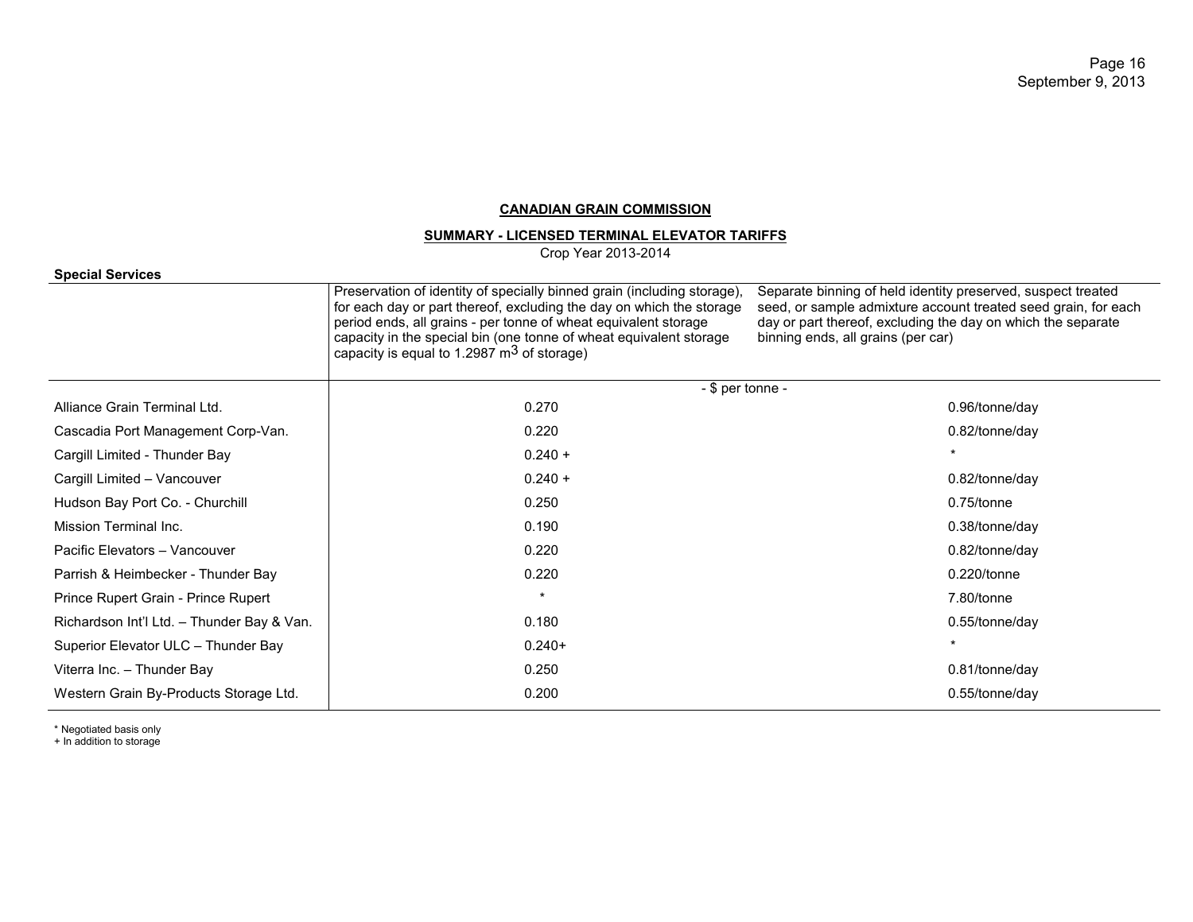**CANADIAN GRAIN COMMISSION**

**SUMMARY - LICENSED TERMINAL ELEVATOR TARIFFS**

Crop Year 2013-2014

**Special Services**

| | Preservation of identity of specially binned grain (including storage), for each day or part thereof, excluding the day on which the storage period ends, all grains - per tonne of wheat equivalent storage capacity in the special bin (one tonne of wheat equivalent storage capacity is equal to 1.2987 $m^3$ of storage) | Separate binning of held identity preserved, suspect treated seed, or sample admixture account treated seed grain, for each day or part thereof, excluding the day on which the separate binning ends, all grains (per car) |
|---|---|---|
| | - $ per tonne - | |
| Alliance Grain Terminal Ltd. | 0.270 | 0.96/tonne/day |
| Cascadia Port Management Corp-Van. | 0.220 | 0.82/tonne/day |
| Cargill Limited - Thunder Bay | 0.240 + | * |
| Cargill Limited – Vancouver | 0.240 + | 0.82/tonne/day |
| Hudson Bay Port Co. - Churchill | 0.250 | 0.75/tonne |
| Mission Terminal Inc. | 0.190 | 0.38/tonne/day |
| Pacific Elevators – Vancouver | 0.220 | 0.82/tonne/day |
| Parrish & Heimbecker - Thunder Bay | 0.220 | 0.220/tonne |
| Prince Rupert Grain - Prince Rupert | * | 7.80/tonne |
| Richardson Int'l Ltd. – Thunder Bay & Van. | 0.180 | 0.55/tonne/day |
| Superior Elevator ULC – Thunder Bay | 0.240+ | * |
| Viterra Inc. – Thunder Bay | 0.250 | 0.81/tonne/day |
| Western Grain By-Products Storage Ltd. | 0.200 | 0.55/tonne/day |

\* Negotiated basis only
+ In addition to storage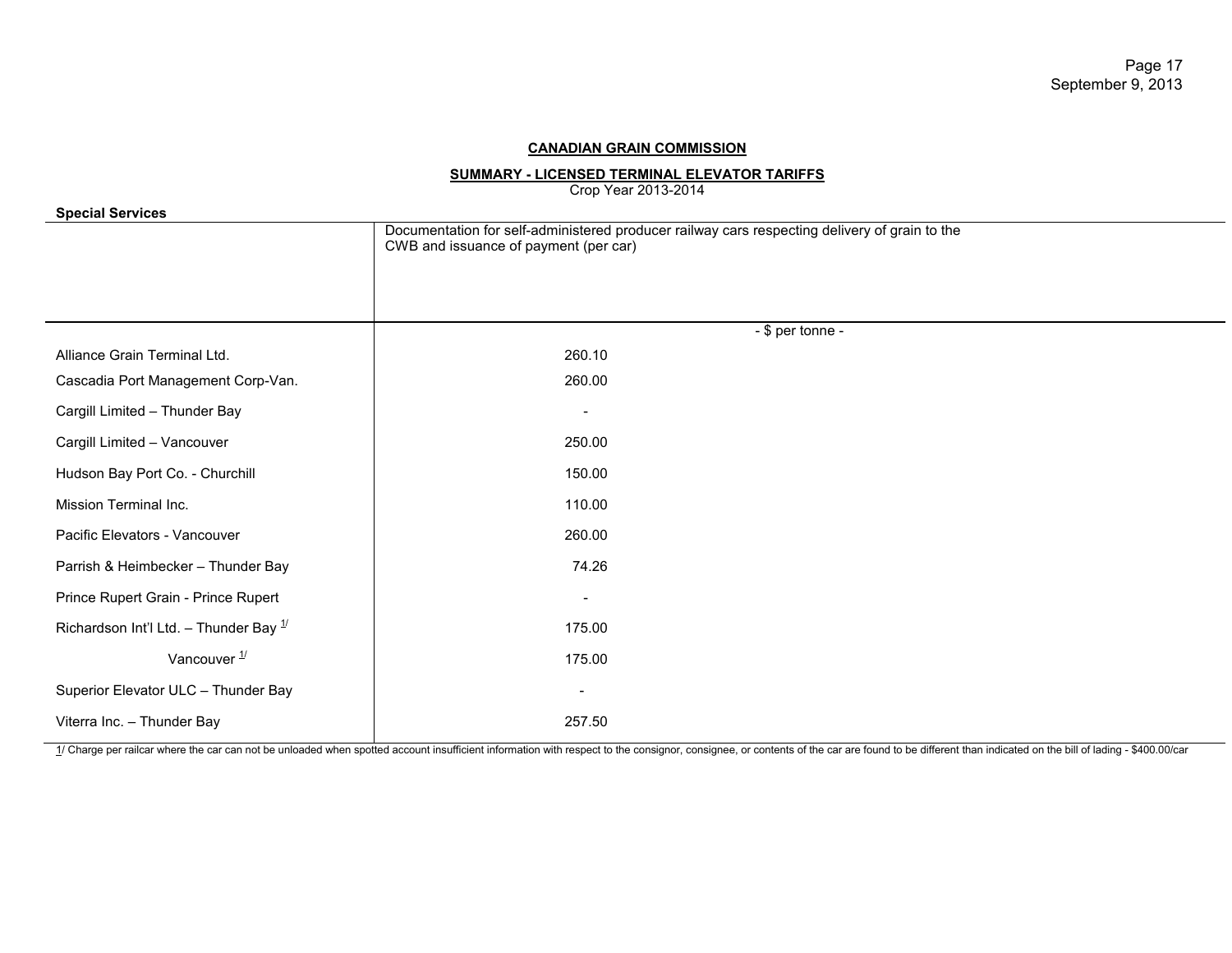**CANADIAN GRAIN COMMISSION**

**SUMMARY - LICENSED TERMINAL ELEVATOR TARIFFS**

Crop Year 2013-2014

**Special Services**

| | Documentation for self-administered producer railway cars respecting delivery of grain to the CWB and issuance of payment (per car) |
|---|---|
| | - $ per tonne - |
| Alliance Grain Terminal Ltd. | 260.10 |
| Cascadia Port Management Corp-Van. | 260.00 |
| Cargill Limited – Thunder Bay | - |
| Cargill Limited – Vancouver | 250.00 |
| Hudson Bay Port Co. - Churchill | 150.00 |
| Mission Terminal Inc. | 110.00 |
| Pacific Elevators - Vancouver | 260.00 |
| Parrish & Heimbecker – Thunder Bay | 74.26 |
| Prince Rupert Grain - Prince Rupert | - |
| Richardson Int'l Ltd. – Thunder Bay [1/] | 175.00 |
| Vancouver [1/] | 175.00 |
| Superior Elevator ULC – Thunder Bay | - |
| Viterra Inc. – Thunder Bay | 257.50 |

1/ Charge per railcar where the car can not be unloaded when spotted account insufficient information with respect to the consignor, consignee, or contents of the car are found to be different than indicated on the bill of lading - $400.00/car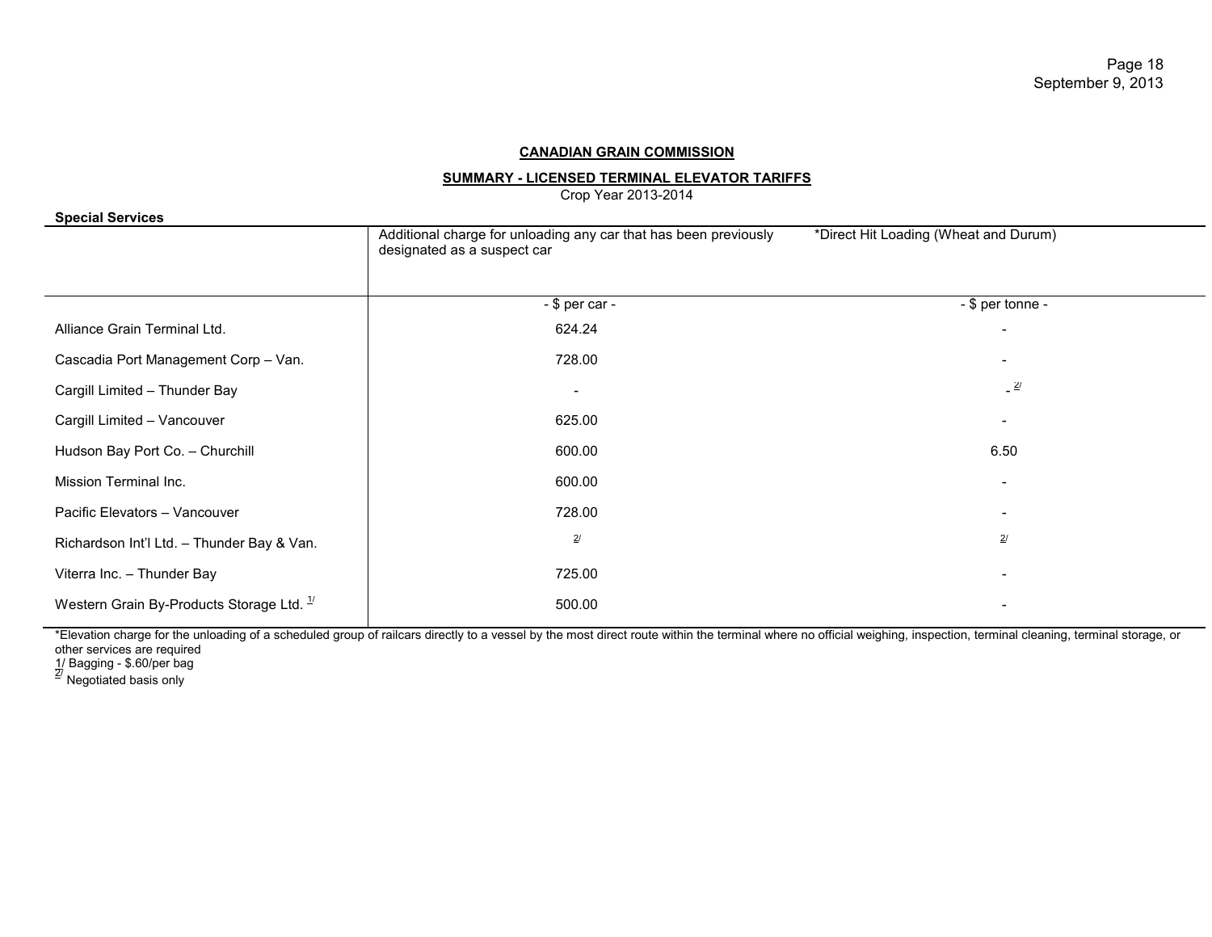**CANADIAN GRAIN COMMISSION**

**SUMMARY - LICENSED TERMINAL ELEVATOR TARIFFS**

Crop Year 2013-2014

**Special Services**

| | Additional charge for unloading any car that has been previously designated as a suspect car | *Direct Hit Loading (Wheat and Durum) |
|---|---|---|
| | - $ per car - | - $ per tonne - |
| Alliance Grain Terminal Ltd. | 624.24 | - |
| Cascadia Port Management Corp – Van. | 728.00 | - |
| Cargill Limited – Thunder Bay | - | - [2] |
| Cargill Limited – Vancouver | 625.00 | - |
| Hudson Bay Port Co. – Churchill | 600.00 | 6.50 |
| Mission Terminal Inc. | 600.00 | - |
| Pacific Elevators – Vancouver | 728.00 | - |
| Richardson Int'l Ltd. – Thunder Bay & Van. | [2] | [2] |
| Viterra Inc. – Thunder Bay | 725.00 | - |
| Western Grain By-Products Storage Ltd. [1] | 500.00 | - |

*Elevation charge for the unloading of a scheduled group of railcars directly to a vessel by the most direct route within the terminal where no official weighing, inspection, terminal cleaning, terminal storage, or other services are required

1/ Bagging - $.60/per bag

2/ Negotiated basis only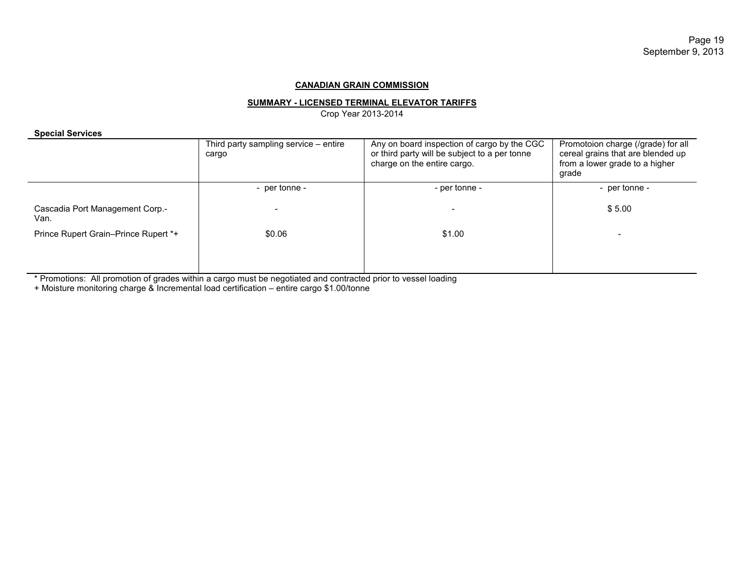**CANADIAN GRAIN COMMISSION**

**SUMMARY - LICENSED TERMINAL ELEVATOR TARIFFS**

Crop Year 2013-2014

**Special Services**

| | Third party sampling service – entire cargo | Any on board inspection of cargo by the CGC or third party will be subject to a per tonne charge on the entire cargo. | Promotoion charge (/grade) for all cereal grains that are blended up from a lower grade to a higher grade |
|---|---|---|---|
| | - per tonne - | - per tonne - | - per tonne - |
| Cascadia Port Management Corp.- Van. | - | - | $ 5.00 |
| Prince Rupert Grain–Prince Rupert *+ | $0.06 | $1.00 | - |

* Promotions: All promotion of grades within a cargo must be negotiated and contracted prior to vessel loading

+ Moisture monitoring charge & Incremental load certification – entire cargo $1.00/tonne